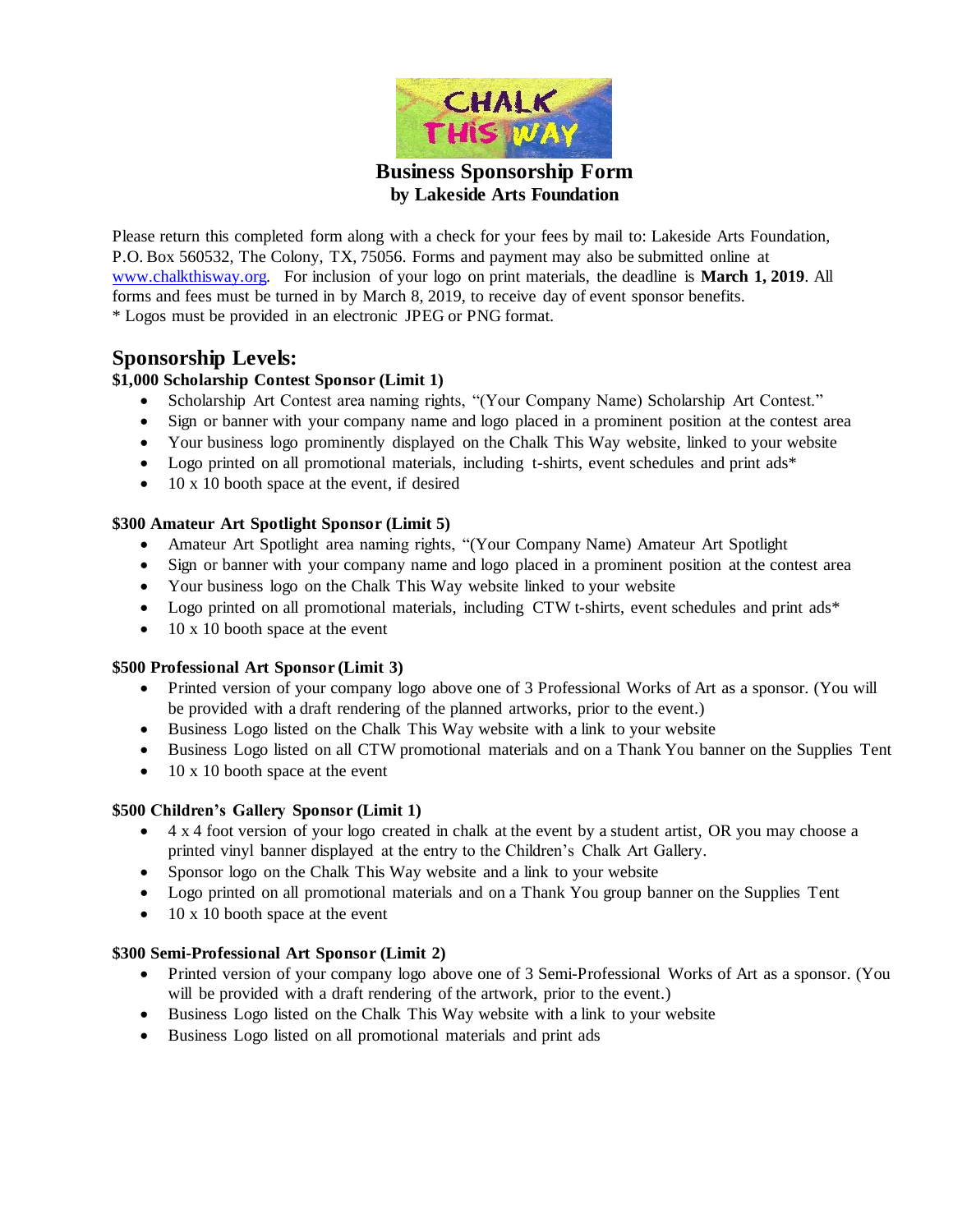# Business Sponsorship Form

**by Lakeside Arts Foundation**

Please return this completed form along with a check for your fees by mail to: Lakeside Arts Foundation, P.O. Box 560532, The Colony, TX, 75056. Forms and payment may also be submitted online at [www.chalkthisway.org](http://www.chalkthisway.org). For inclusion of your logo on print materials, the deadline is **March 1, 2019**. All forms and fees must be turned in by March 8, 2019, to receive day of event sponsor benefits.
* Logos must be provided in an electronic JPEG or PNG format.

## Sponsorship Levels:

### $1,000 Scholarship Contest Sponsor (Limit 1)

- Scholarship Art Contest area naming rights, "(Your Company Name) Scholarship Art Contest."
- Sign or banner with your company name and logo placed in a prominent position at the contest area
- Your business logo prominently displayed on the Chalk This Way website, linked to your website
- Logo printed on all promotional materials, including t-shirts, event schedules and print ads*
- 10 x 10 booth space at the event, if desired

### $300 Amateur Art Spotlight Sponsor (Limit 5)

- Amateur Art Spotlight area naming rights, "(Your Company Name) Amateur Art Spotlight
- Sign or banner with your company name and logo placed in a prominent position at the contest area
- Your business logo on the Chalk This Way website linked to your website
- Logo printed on all promotional materials, including CTW t-shirts, event schedules and print ads*
- 10 x 10 booth space at the event

### $500 Professional Art Sponsor (Limit 3)

- Printed version of your company logo above one of 3 Professional Works of Art as a sponsor. (You will be provided with a draft rendering of the planned artworks, prior to the event.)
- Business Logo listed on the Chalk This Way website with a link to your website
- Business Logo listed on all CTW promotional materials and on a Thank You banner on the Supplies Tent
- 10 x 10 booth space at the event

### $500 Children's Gallery Sponsor (Limit 1)

- 4 x 4 foot version of your logo created in chalk at the event by a student artist, OR you may choose a printed vinyl banner displayed at the entry to the Children's Chalk Art Gallery.
- Sponsor logo on the Chalk This Way website and a link to your website
- Logo printed on all promotional materials and on a Thank You group banner on the Supplies Tent
- 10 x 10 booth space at the event

### $300 Semi-Professional Art Sponsor (Limit 2)

- Printed version of your company logo above one of 3 Semi-Professional Works of Art as a sponsor. (You will be provided with a draft rendering of the artwork, prior to the event.)
- Business Logo listed on the Chalk This Way website with a link to your website
- Business Logo listed on all promotional materials and print ads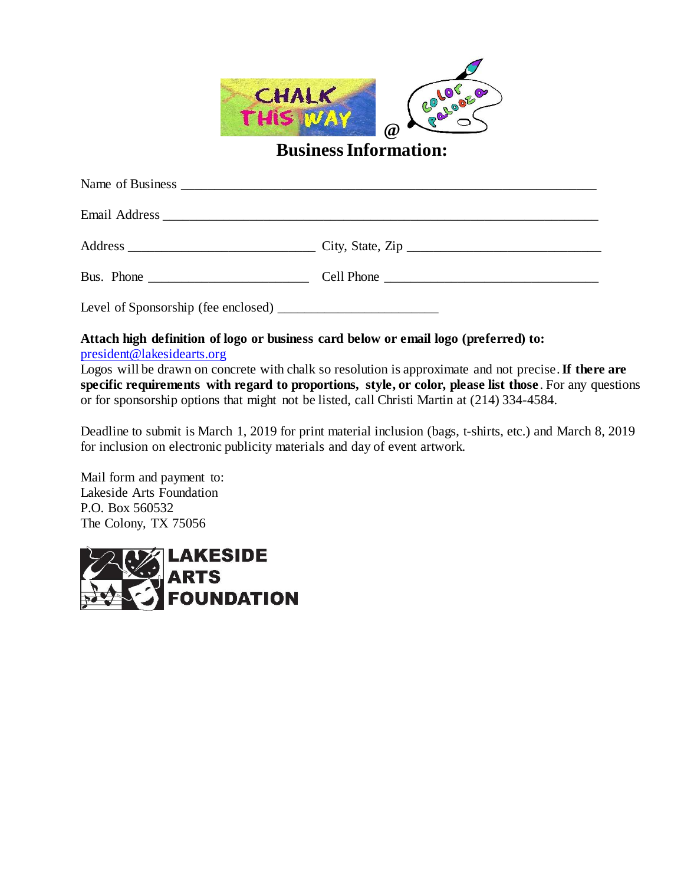## Business Information:

Name of Business _______________________________________________

Email Address _______________________________________________

Address ___________________________ City, State, Zip ___________________________

Bus. Phone ________________________ Cell Phone ______________________________

Level of Sponsorship (fee enclosed) ______________________

**Attach high definition of logo or business card below or email logo (preferred) to:**
president@lakesidearts.org
Logos will be drawn on concrete with chalk so resolution is approximate and not precise. **If there are specific requirements with regard to proportions, style, or color, please list those**. For any questions or for sponsorship options that might not be listed, call Christi Martin at (214) 334-4584.

Deadline to submit is March 1, 2019 for print material inclusion (bags, t-shirts, etc.) and March 8, 2019 for inclusion on electronic publicity materials and day of event artwork.

Mail form and payment to:
Lakeside Arts Foundation
P.O. Box 560532
The Colony, TX 75056